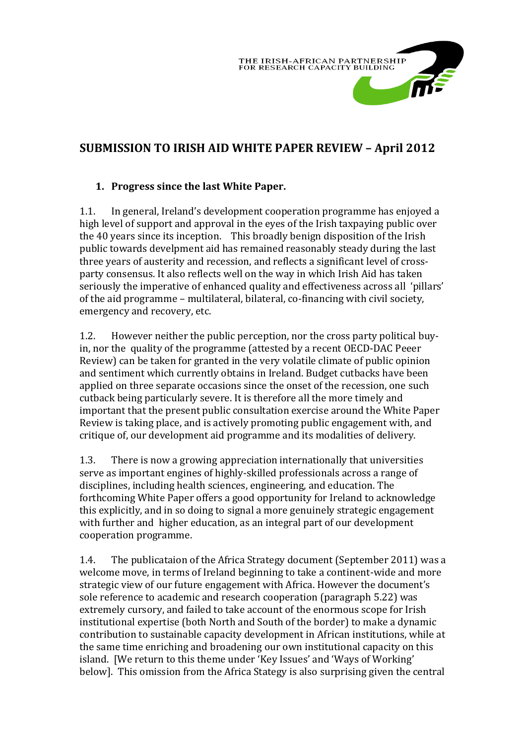THE IRISH-AFRICAN PARTNERSHIP FOR RESEARCH CAPACITY BUILDING

# SUBMISSION TO IRISH AID WHITE PAPER REVIEW – April 2012

## 1. Progress since the last White Paper.

1.1. In general, Ireland's development cooperation programme has enjoyed a high level of support and approval in the eyes of the Irish taxpaying public over the 40 years since its inception. This broadly benign disposition of the Irish public towards develpment aid has remained reasonably steady during the last three years of austerity and recession, and reflects a significant level of cross-party consensus. It also reflects well on the way in which Irish Aid has taken seriously the imperative of enhanced quality and effectiveness across all 'pillars' of the aid programme – multilateral, bilateral, co-financing with civil society, emergency and recovery, etc.

1.2. However neither the public perception, nor the cross party political buy-in, nor the quality of the programme (attested by a recent OECD-DAC Peeer Review) can be taken for granted in the very volatile climate of public opinion and sentiment which currently obtains in Ireland. Budget cutbacks have been applied on three separate occasions since the onset of the recession, one such cutback being particularly severe. It is therefore all the more timely and important that the present public consultation exercise around the White Paper Review is taking place, and is actively promoting public engagement with, and critique of, our development aid programme and its modalities of delivery.

1.3. There is now a growing appreciation internationally that universities serve as important engines of highly-skilled professionals across a range of disciplines, including health sciences, engineering, and education. The forthcoming White Paper offers a good opportunity for Ireland to acknowledge this explicitly, and in so doing to signal a more genuinely strategic engagement with further and higher education, as an integral part of our development cooperation programme.

1.4. The publicataion of the Africa Strategy document (September 2011) was a welcome move, in terms of Ireland beginning to take a continent-wide and more strategic view of our future engagement with Africa. However the document's sole reference to academic and research cooperation (paragraph 5.22) was extremely cursory, and failed to take account of the enormous scope for Irish institutional expertise (both North and South of the border) to make a dynamic contribution to sustainable capacity development in African institutions, while at the same time enriching and broadening our own institutional capacity on this island. [We return to this theme under 'Key Issues' and 'Ways of Working' below]. This omission from the Africa Stategy is also surprising given the central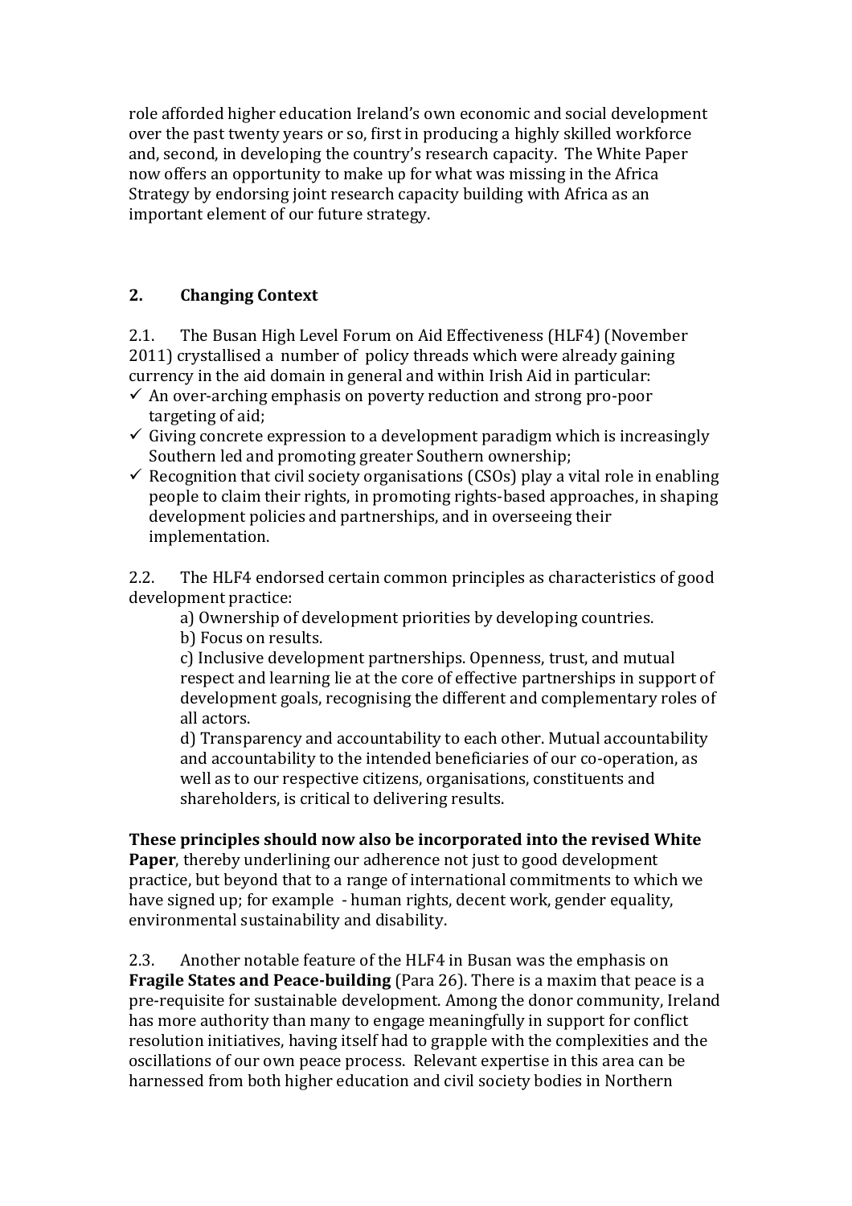role afforded higher education Ireland's own economic and social development over the past twenty years or so, first in producing a highly skilled workforce and, second, in developing the country's research capacity. The White Paper now offers an opportunity to make up for what was missing in the Africa Strategy by endorsing joint research capacity building with Africa as an important element of our future strategy.

## 2. Changing Context

2.1. The Busan High Level Forum on Aid Effectiveness (HLF4) (November 2011) crystallised a number of policy threads which were already gaining currency in the aid domain in general and within Irish Aid in particular:

- ✓ An over-arching emphasis on poverty reduction and strong pro-poor targeting of aid;
- ✓ Giving concrete expression to a development paradigm which is increasingly Southern led and promoting greater Southern ownership;
- ✓ Recognition that civil society organisations (CSOs) play a vital role in enabling people to claim their rights, in promoting rights-based approaches, in shaping development policies and partnerships, and in overseeing their implementation.

2.2. The HLF4 endorsed certain common principles as characteristics of good development practice:

a) Ownership of development priorities by developing countries.

b) Focus on results.

c) Inclusive development partnerships. Openness, trust, and mutual respect and learning lie at the core of effective partnerships in support of development goals, recognising the different and complementary roles of all actors.

d) Transparency and accountability to each other. Mutual accountability and accountability to the intended beneficiaries of our co-operation, as well as to our respective citizens, organisations, constituents and shareholders, is critical to delivering results.

**These principles should now also be incorporated into the revised White Paper**, thereby underlining our adherence not just to good development practice, but beyond that to a range of international commitments to which we have signed up; for example - human rights, decent work, gender equality, environmental sustainability and disability.

2.3. Another notable feature of the HLF4 in Busan was the emphasis on **Fragile States and Peace-building** (Para 26). There is a maxim that peace is a pre-requisite for sustainable development. Among the donor community, Ireland has more authority than many to engage meaningfully in support for conflict resolution initiatives, having itself had to grapple with the complexities and the oscillations of our own peace process. Relevant expertise in this area can be harnessed from both higher education and civil society bodies in Northern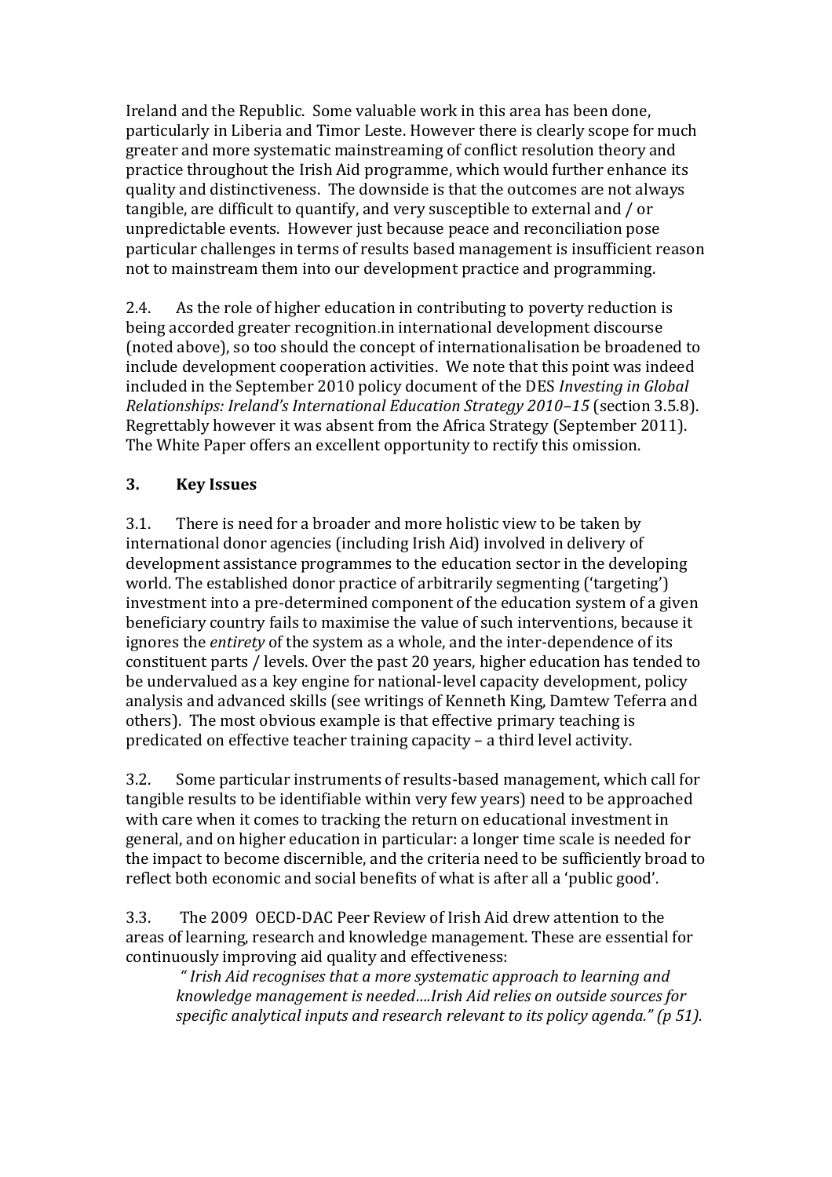Ireland and the Republic. Some valuable work in this area has been done, particularly in Liberia and Timor Leste. However there is clearly scope for much greater and more systematic mainstreaming of conflict resolution theory and practice throughout the Irish Aid programme, which would further enhance its quality and distinctiveness. The downside is that the outcomes are not always tangible, are difficult to quantify, and very susceptible to external and / or unpredictable events. However just because peace and reconciliation pose particular challenges in terms of results based management is insufficient reason not to mainstream them into our development practice and programming.

2.4. As the role of higher education in contributing to poverty reduction is being accorded greater recognition.in international development discourse (noted above), so too should the concept of internationalisation be broadened to include development cooperation activities. We note that this point was indeed included in the September 2010 policy document of the DES *Investing in Global Relationships: Ireland's International Education Strategy 2010–15* (section 3.5.8). Regrettably however it was absent from the Africa Strategy (September 2011). The White Paper offers an excellent opportunity to rectify this omission.

## 3. Key Issues

3.1. There is need for a broader and more holistic view to be taken by international donor agencies (including Irish Aid) involved in delivery of development assistance programmes to the education sector in the developing world. The established donor practice of arbitrarily segmenting ('targeting') investment into a pre-determined component of the education system of a given beneficiary country fails to maximise the value of such interventions, because it ignores the *entirety* of the system as a whole, and the inter-dependence of its constituent parts / levels. Over the past 20 years, higher education has tended to be undervalued as a key engine for national-level capacity development, policy analysis and advanced skills (see writings of Kenneth King, Damtew Teferra and others). The most obvious example is that effective primary teaching is predicated on effective teacher training capacity – a third level activity.

3.2. Some particular instruments of results-based management, which call for tangible results to be identifiable within very few years) need to be approached with care when it comes to tracking the return on educational investment in general, and on higher education in particular: a longer time scale is needed for the impact to become discernible, and the criteria need to be sufficiently broad to reflect both economic and social benefits of what is after all a 'public good'.

3.3. The 2009 OECD-DAC Peer Review of Irish Aid drew attention to the areas of learning, research and knowledge management. These are essential for continuously improving aid quality and effectiveness:

> *" Irish Aid recognises that a more systematic approach to learning and knowledge management is needed….Irish Aid relies on outside sources for specific analytical inputs and research relevant to its policy agenda." (p 51).*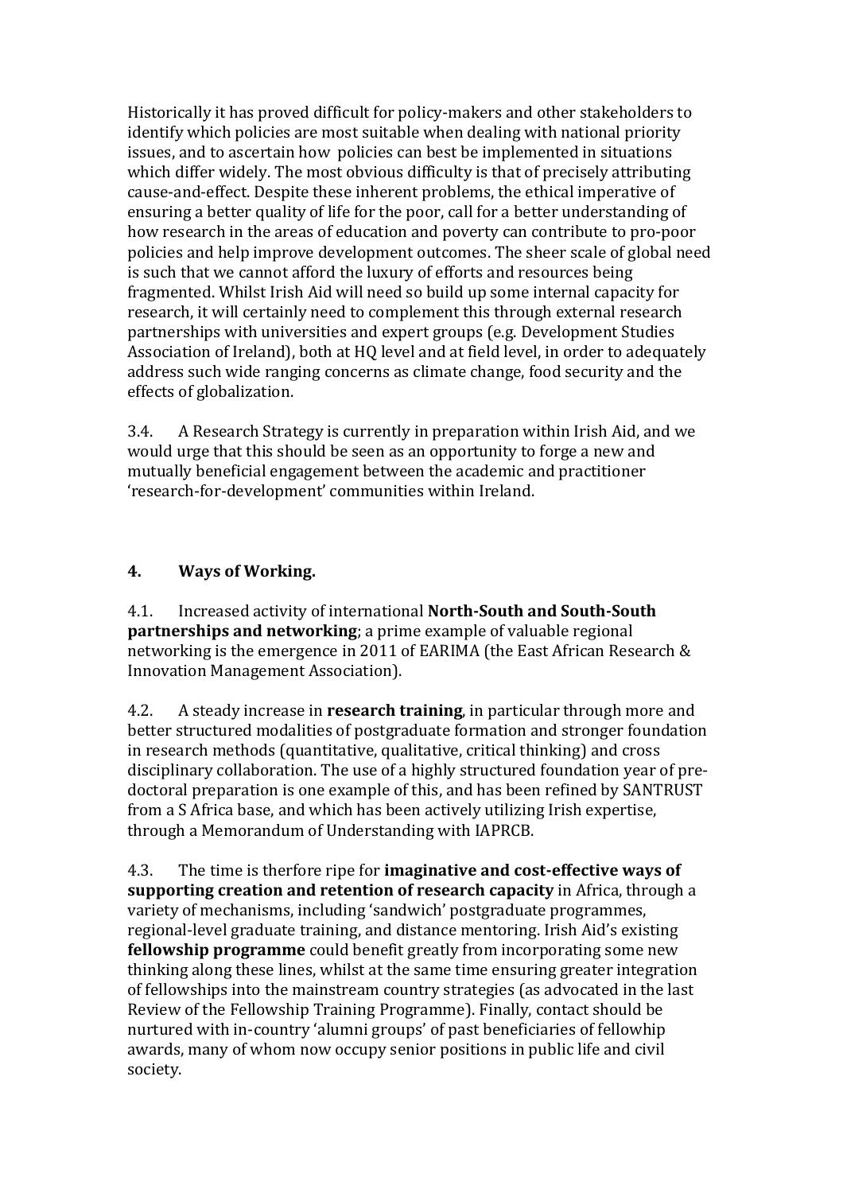Historically it has proved difficult for policy-makers and other stakeholders to identify which policies are most suitable when dealing with national priority issues, and to ascertain how policies can best be implemented in situations which differ widely. The most obvious difficulty is that of precisely attributing cause-and-effect. Despite these inherent problems, the ethical imperative of ensuring a better quality of life for the poor, call for a better understanding of how research in the areas of education and poverty can contribute to pro-poor policies and help improve development outcomes. The sheer scale of global need is such that we cannot afford the luxury of efforts and resources being fragmented. Whilst Irish Aid will need so build up some internal capacity for research, it will certainly need to complement this through external research partnerships with universities and expert groups (e.g. Development Studies Association of Ireland), both at HQ level and at field level, in order to adequately address such wide ranging concerns as climate change, food security and the effects of globalization.

3.4. A Research Strategy is currently in preparation within Irish Aid, and we would urge that this should be seen as an opportunity to forge a new and mutually beneficial engagement between the academic and practitioner 'research-for-development' communities within Ireland.

## 4. Ways of Working.

4.1. Increased activity of international **North-South and South-South partnerships and networking**; a prime example of valuable regional networking is the emergence in 2011 of EARIMA (the East African Research & Innovation Management Association).

4.2. A steady increase in **research training**, in particular through more and better structured modalities of postgraduate formation and stronger foundation in research methods (quantitative, qualitative, critical thinking) and cross disciplinary collaboration. The use of a highly structured foundation year of pre-doctoral preparation is one example of this, and has been refined by SANTRUST from a S Africa base, and which has been actively utilizing Irish expertise, through a Memorandum of Understanding with IAPRCB.

4.3. The time is therfore ripe for **imaginative and cost-effective ways of supporting creation and retention of research capacity** in Africa, through a variety of mechanisms, including 'sandwich' postgraduate programmes, regional-level graduate training, and distance mentoring. Irish Aid's existing **fellowship programme** could benefit greatly from incorporating some new thinking along these lines, whilst at the same time ensuring greater integration of fellowships into the mainstream country strategies (as advocated in the last Review of the Fellowship Training Programme). Finally, contact should be nurtured with in-country 'alumni groups' of past beneficiaries of fellowhip awards, many of whom now occupy senior positions in public life and civil society.